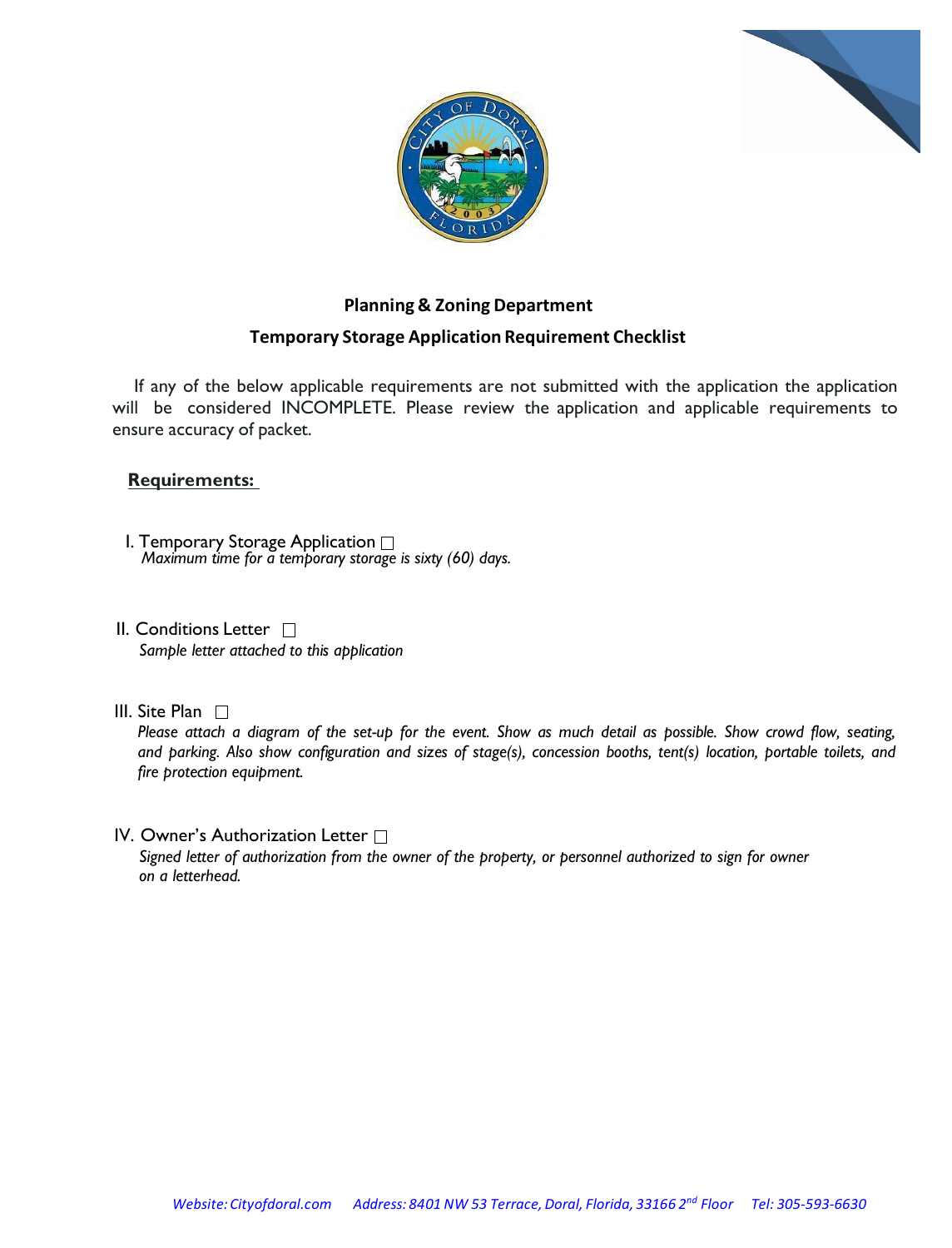## Planning & Zoning Department

### Temporary Storage Application Requirement Checklist

If any of the below applicable requirements are not submitted with the application the application will be considered INCOMPLETE. Please review the application and applicable requirements to ensure accuracy of packet.

**Requirements:**

I. Temporary Storage Application ☐
*Maximum time for a temporary storage is sixty (60) days.*

II. Conditions Letter ☐
*Sample letter attached to this application*

III. Site Plan ☐
*Please attach a diagram of the set-up for the event. Show as much detail as possible. Show crowd flow, seating, and parking. Also show configuration and sizes of stage(s), concession booths, tent(s) location, portable toilets, and fire protection equipment.*

IV. Owner's Authorization Letter ☐
*Signed letter of authorization from the owner of the property, or personnel authorized to sign for owner on a letterhead.*

*Website: Cityofdoral.com Address: 8401 NW 53 Terrace, Doral, Florida, 33166 2nd Floor Tel: 305-593-6630*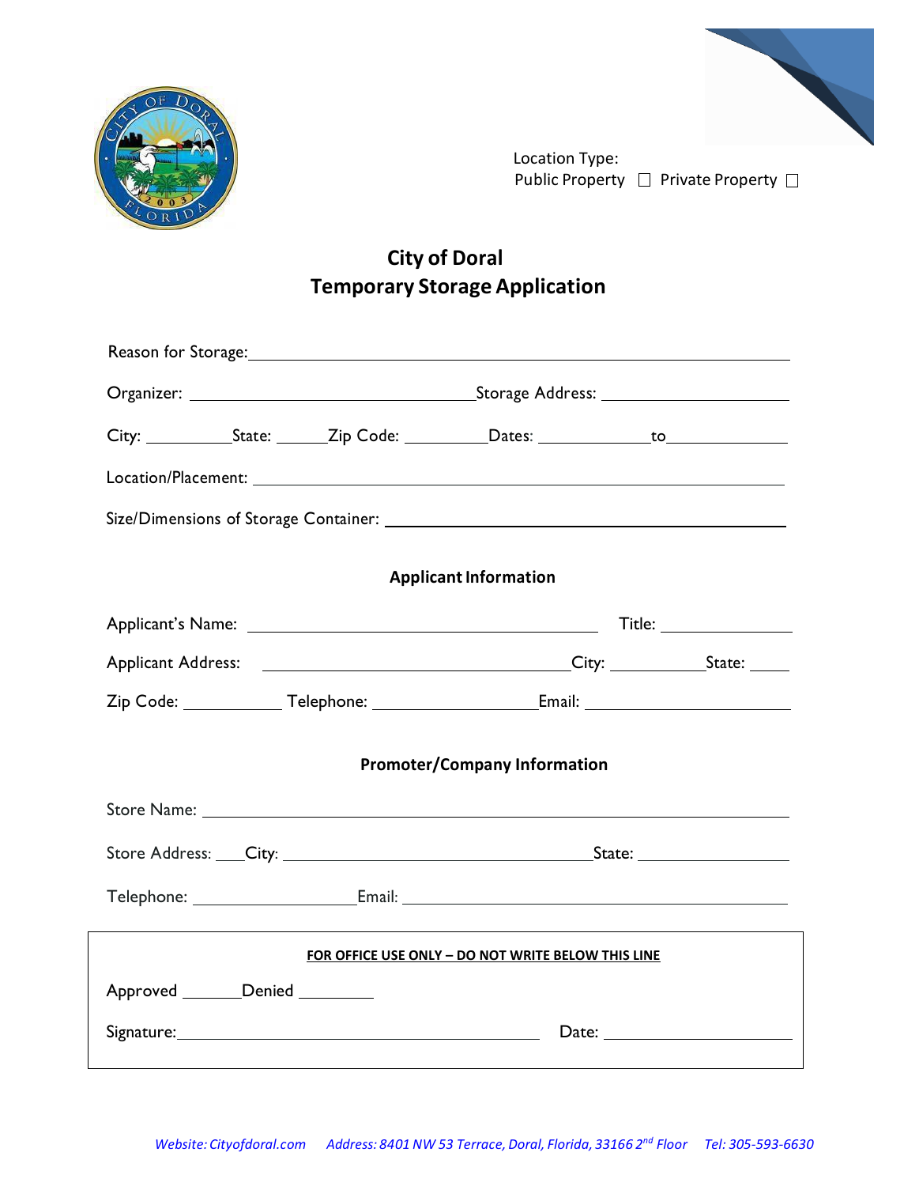Location Type:
Public Property ☐ Private Property ☐

# City of Doral
# Temporary Storage Application

Reason for Storage: ____________________________________________

Organizer: ______________________ Storage Address: ______________________

City: __________ State: ______ Zip Code: __________ Dates: ____________ to ____________

Location/Placement: ____________________________________________

Size/Dimensions of Storage Container: ____________________________________________

## Applicant Information

Applicant's Name: ______________________________ Title: ______________

Applicant Address: ______________________________ City: ____________ State: _____

Zip Code: ____________ Telephone: __________________ Email: ______________________

## Promoter/Company Information

Store Name: ____________________________________________

Store Address: ____ City: ______________________________ State: ________________

Telephone: __________________ Email: ______________________________

**FOR OFFICE USE ONLY – DO NOT WRITE BELOW THIS LINE**

Approved _______ Denied _________

Signature: ______________________________ Date: ______________________

*Website: Cityofdoral.com Address: 8401 NW 53 Terrace, Doral, Florida, 33166 2nd Floor Tel: 305-593-6630*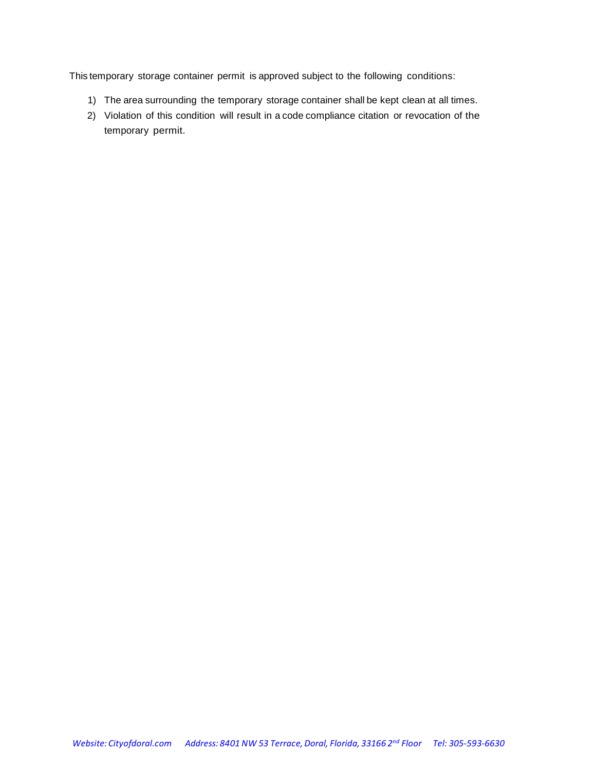This temporary storage container permit is approved subject to the following conditions:

1) The area surrounding the temporary storage container shall be kept clean at all times.
2) Violation of this condition will result in a code compliance citation or revocation of the temporary permit.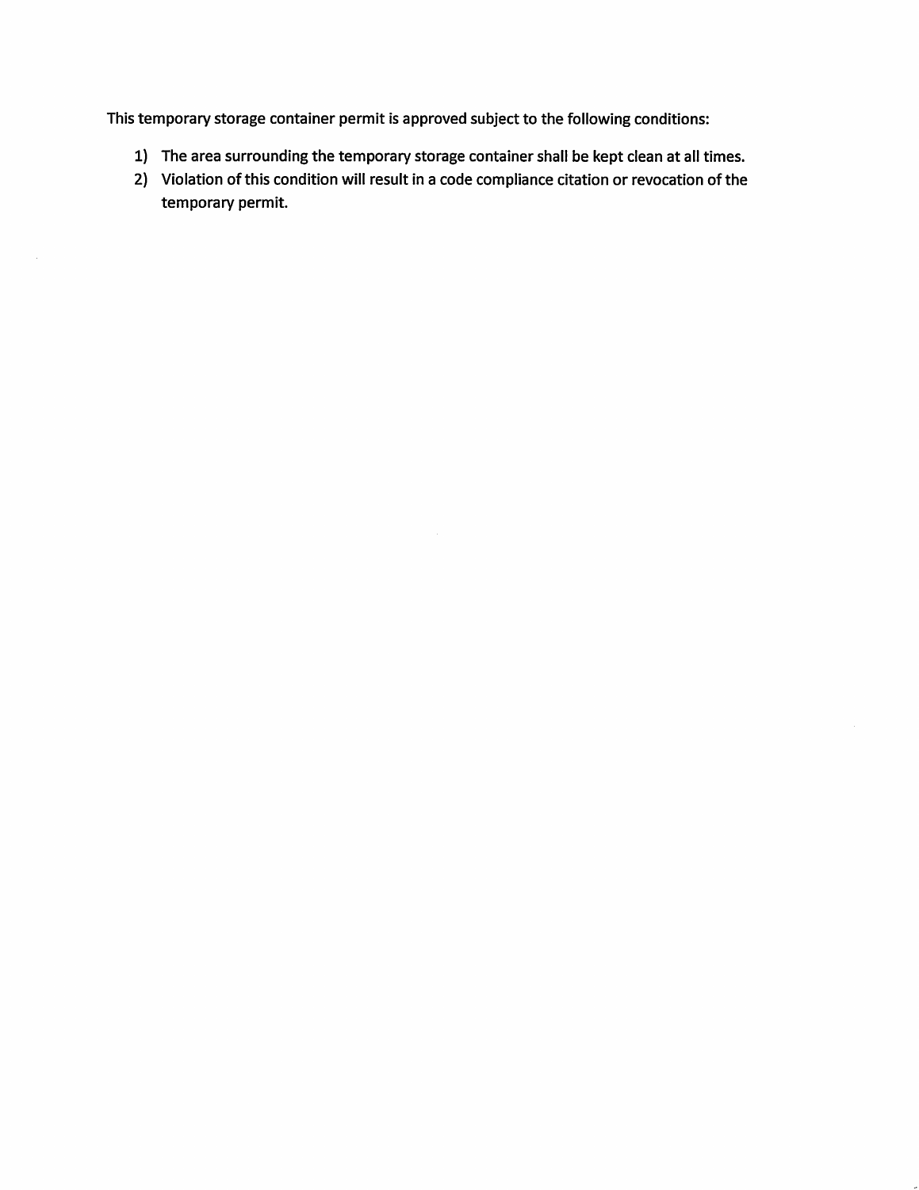This temporary storage container permit is approved subject to the following conditions:

1) The area surrounding the temporary storage container shall be kept clean at all times.
2) Violation of this condition will result in a code compliance citation or revocation of the temporary permit.